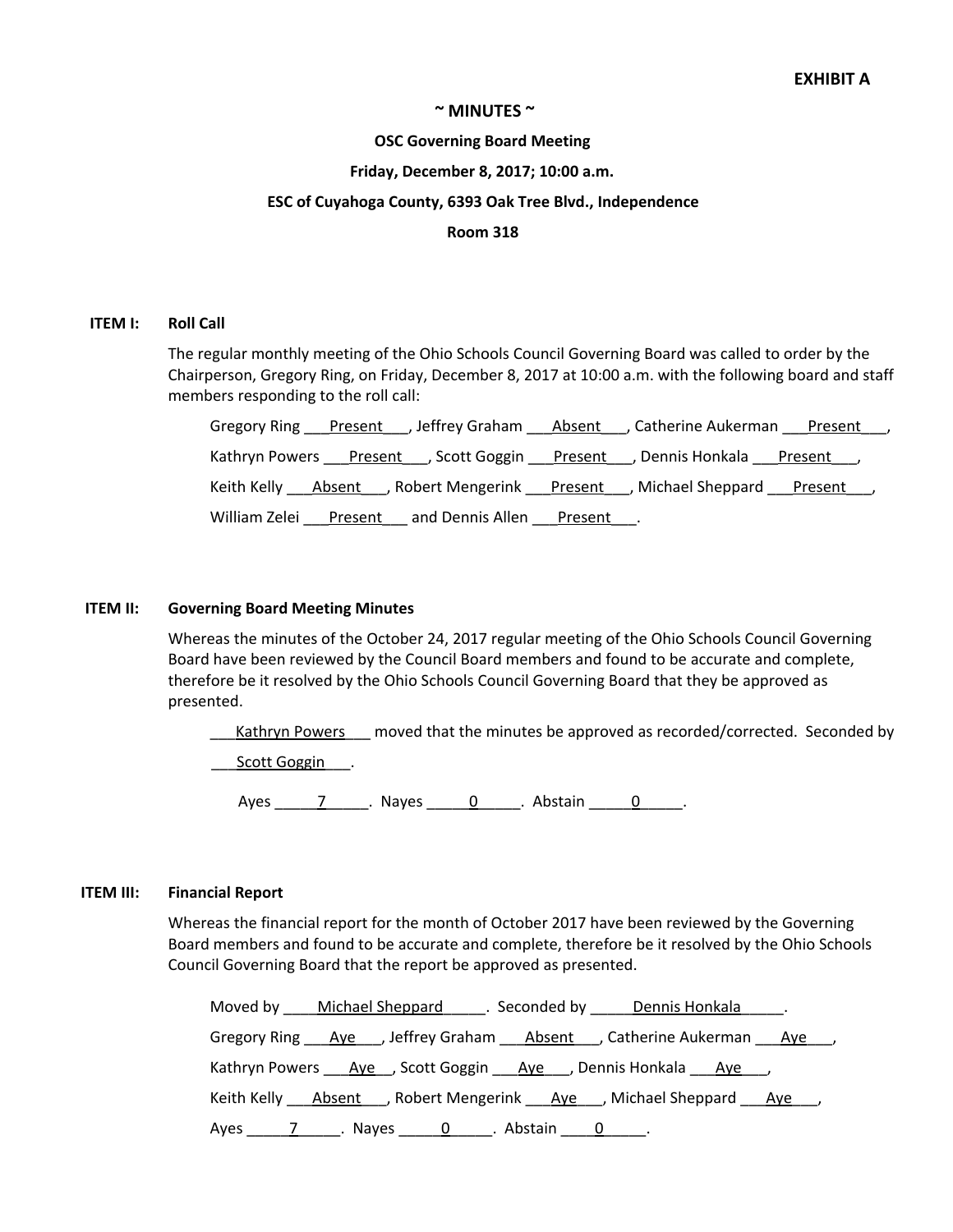**EXHIBIT A**

# ~ MINUTES ~

**OSC Governing Board Meeting**

**Friday, December 8, 2017; 10:00 a.m.**

**ESC of Cuyahoga County, 6393 Oak Tree Blvd., Independence**

**Room 318**

## ITEM I: Roll Call

The regular monthly meeting of the Ohio Schools Council Governing Board was called to order by the Chairperson, Gregory Ring, on Friday, December 8, 2017 at 10:00 a.m. with the following board and staff members responding to the roll call:

Gregory Ring ___Present___, Jeffrey Graham ___Absent___, Catherine Aukerman ___Present___,

Kathryn Powers ___Present___, Scott Goggin ___Present___, Dennis Honkala ___Present___,

Keith Kelly ___Absent___, Robert Mengerink ___Present___, Michael Sheppard ___Present___,

William Zelei ___Present___ and Dennis Allen ___Present___.

## ITEM II: Governing Board Meeting Minutes

Whereas the minutes of the October 24, 2017 regular meeting of the Ohio Schools Council Governing Board have been reviewed by the Council Board members and found to be accurate and complete, therefore be it resolved by the Ohio Schools Council Governing Board that they be approved as presented.

___Kathryn Powers___ moved that the minutes be approved as recorded/corrected. Seconded by ___Scott Goggin___.

Ayes _____7_____. Nayes _____0_____. Abstain _____0_____.

## ITEM III: Financial Report

Whereas the financial report for the month of October 2017 have been reviewed by the Governing Board members and found to be accurate and complete, therefore be it resolved by the Ohio Schools Council Governing Board that the report be approved as presented.

Moved by ____Michael Sheppard_____. Seconded by _____Dennis Honkala_____.

Gregory Ring ___Aye___, Jeffrey Graham ___Absent___, Catherine Aukerman ___Aye___,

Kathryn Powers ___Aye__, Scott Goggin ___Aye___, Dennis Honkala ___Aye___,

Keith Kelly ___Absent___, Robert Mengerink ___Aye___, Michael Sheppard ___Aye___,

Ayes _____7_____. Nayes _____0_____. Abstain ____0_____.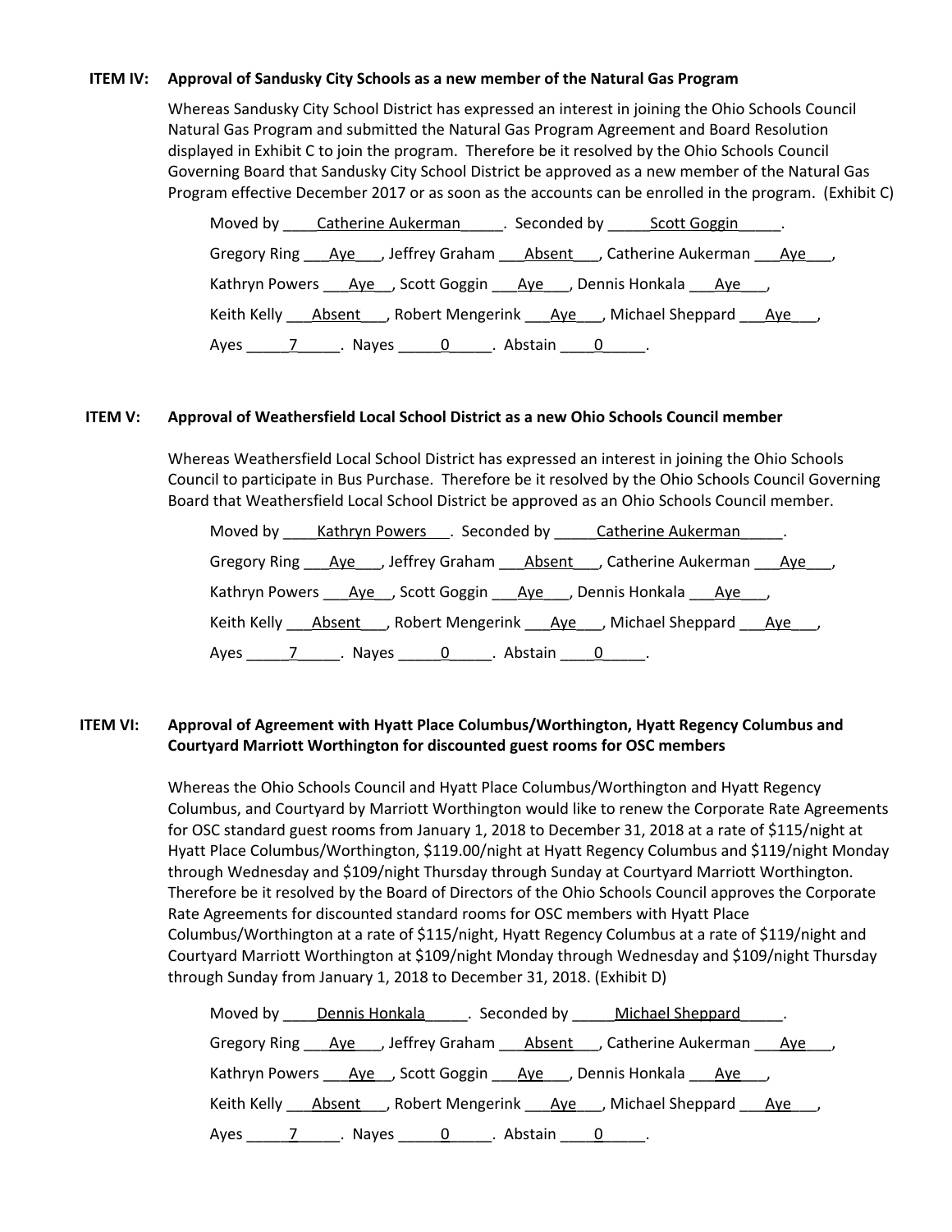**ITEM IV: Approval of Sandusky City Schools as a new member of the Natural Gas Program**

Whereas Sandusky City School District has expressed an interest in joining the Ohio Schools Council Natural Gas Program and submitted the Natural Gas Program Agreement and Board Resolution displayed in Exhibit C to join the program. Therefore be it resolved by the Ohio Schools Council Governing Board that Sandusky City School District be approved as a new member of the Natural Gas Program effective December 2017 or as soon as the accounts can be enrolled in the program. (Exhibit C)

Moved by Catherine Aukerman. Seconded by Scott Goggin.

Gregory Ring Aye, Jeffrey Graham Absent, Catherine Aukerman Aye,

Kathryn Powers Aye, Scott Goggin Aye, Dennis Honkala Aye,

Keith Kelly Absent, Robert Mengerink Aye, Michael Sheppard Aye,

Ayes 7. Nayes 0. Abstain 0.

**ITEM V: Approval of Weathersfield Local School District as a new Ohio Schools Council member**

Whereas Weathersfield Local School District has expressed an interest in joining the Ohio Schools Council to participate in Bus Purchase. Therefore be it resolved by the Ohio Schools Council Governing Board that Weathersfield Local School District be approved as an Ohio Schools Council member.

Moved by Kathryn Powers. Seconded by Catherine Aukerman.

Gregory Ring Aye, Jeffrey Graham Absent, Catherine Aukerman Aye,

Kathryn Powers Aye, Scott Goggin Aye, Dennis Honkala Aye,

Keith Kelly Absent, Robert Mengerink Aye, Michael Sheppard Aye,

Ayes 7. Nayes 0. Abstain 0.

**ITEM VI: Approval of Agreement with Hyatt Place Columbus/Worthington, Hyatt Regency Columbus and Courtyard Marriott Worthington for discounted guest rooms for OSC members**

Whereas the Ohio Schools Council and Hyatt Place Columbus/Worthington and Hyatt Regency Columbus, and Courtyard by Marriott Worthington would like to renew the Corporate Rate Agreements for OSC standard guest rooms from January 1, 2018 to December 31, 2018 at a rate of $115/night at Hyatt Place Columbus/Worthington, $119.00/night at Hyatt Regency Columbus and $119/night Monday through Wednesday and $109/night Thursday through Sunday at Courtyard Marriott Worthington. Therefore be it resolved by the Board of Directors of the Ohio Schools Council approves the Corporate Rate Agreements for discounted standard rooms for OSC members with Hyatt Place Columbus/Worthington at a rate of $115/night, Hyatt Regency Columbus at a rate of $119/night and Courtyard Marriott Worthington at $109/night Monday through Wednesday and $109/night Thursday through Sunday from January 1, 2018 to December 31, 2018. (Exhibit D)

Moved by Dennis Honkala. Seconded by Michael Sheppard.

Gregory Ring Aye, Jeffrey Graham Absent, Catherine Aukerman Aye,

Kathryn Powers Aye, Scott Goggin Aye, Dennis Honkala Aye,

Keith Kelly Absent, Robert Mengerink Aye, Michael Sheppard Aye,

Ayes 7. Nayes 0. Abstain 0.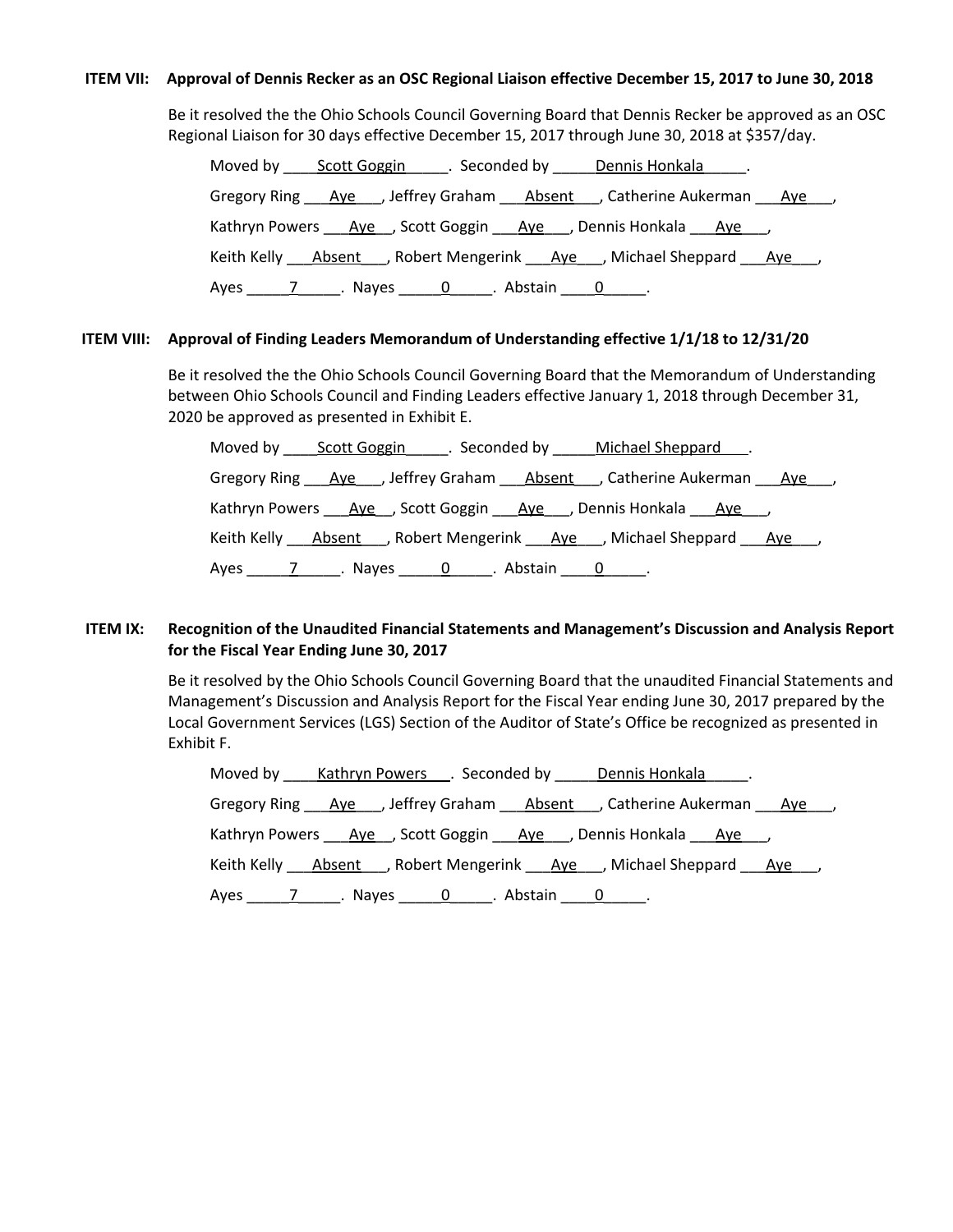**ITEM VII: Approval of Dennis Recker as an OSC Regional Liaison effective December 15, 2017 to June 30, 2018**

Be it resolved the the Ohio Schools Council Governing Board that Dennis Recker be approved as an OSC Regional Liaison for 30 days effective December 15, 2017 through June 30, 2018 at $357/day.

Moved by Scott Goggin. Seconded by Dennis Honkala.

Gregory Ring Aye, Jeffrey Graham Absent, Catherine Aukerman Aye,

Kathryn Powers Aye, Scott Goggin Aye, Dennis Honkala Aye,

Keith Kelly Absent, Robert Mengerink Aye, Michael Sheppard Aye,

Ayes 7. Nayes 0. Abstain 0.

**ITEM VIII: Approval of Finding Leaders Memorandum of Understanding effective 1/1/18 to 12/31/20**

Be it resolved the the Ohio Schools Council Governing Board that the Memorandum of Understanding between Ohio Schools Council and Finding Leaders effective January 1, 2018 through December 31, 2020 be approved as presented in Exhibit E.

Moved by Scott Goggin. Seconded by Michael Sheppard.

Gregory Ring Aye, Jeffrey Graham Absent, Catherine Aukerman Aye,

Kathryn Powers Aye, Scott Goggin Aye, Dennis Honkala Aye,

Keith Kelly Absent, Robert Mengerink Aye, Michael Sheppard Aye,

Ayes 7. Nayes 0. Abstain 0.

**ITEM IX: Recognition of the Unaudited Financial Statements and Management's Discussion and Analysis Report for the Fiscal Year Ending June 30, 2017**

Be it resolved by the Ohio Schools Council Governing Board that the unaudited Financial Statements and Management's Discussion and Analysis Report for the Fiscal Year ending June 30, 2017 prepared by the Local Government Services (LGS) Section of the Auditor of State's Office be recognized as presented in Exhibit F.

Moved by Kathryn Powers. Seconded by Dennis Honkala.

Gregory Ring Aye, Jeffrey Graham Absent, Catherine Aukerman Aye,

Kathryn Powers Aye, Scott Goggin Aye, Dennis Honkala Aye,

Keith Kelly Absent, Robert Mengerink Aye, Michael Sheppard Aye,

Ayes 7. Nayes 0. Abstain 0.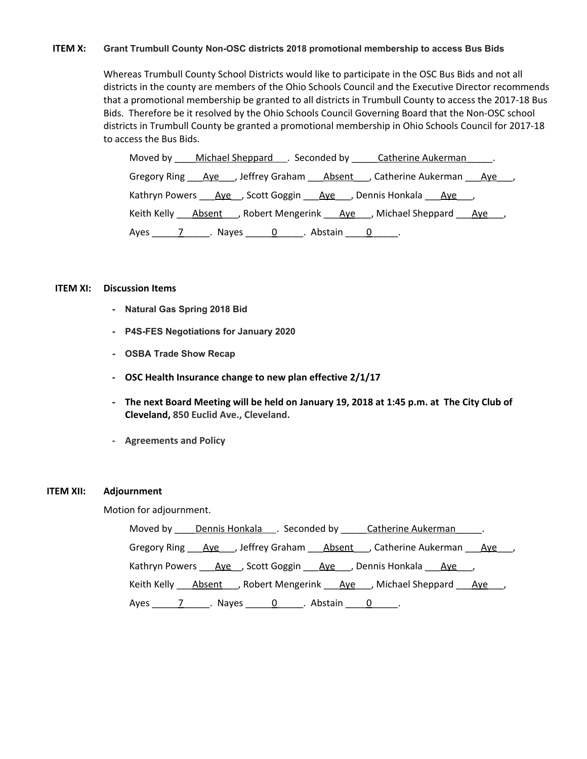**ITEM X: Grant Trumbull County Non-OSC districts 2018 promotional membership to access Bus Bids**

Whereas Trumbull County School Districts would like to participate in the OSC Bus Bids and not all districts in the county are members of the Ohio Schools Council and the Executive Director recommends that a promotional membership be granted to all districts in Trumbull County to access the 2017-18 Bus Bids. Therefore be it resolved by the Ohio Schools Council Governing Board that the Non-OSC school districts in Trumbull County be granted a promotional membership in Ohio Schools Council for 2017-18 to access the Bus Bids.

Moved by ____Michael Sheppard___. Seconded by _____Catherine Aukerman_____.

Gregory Ring ___Aye___, Jeffrey Graham ___Absent___, Catherine Aukerman ___Aye___,

Kathryn Powers ___Aye__, Scott Goggin ___Aye___, Dennis Honkala ___Aye___,

Keith Kelly ___Absent___, Robert Mengerink ___Aye___, Michael Sheppard ___Aye___,

Ayes _____7_____. Nayes _____0_____. Abstain ____0_____.

**ITEM XI: Discussion Items**

- **Natural Gas Spring 2018 Bid**
- **P4S-FES Negotiations for January 2020**
- **OSBA Trade Show Recap**
- **OSC Health Insurance change to new plan effective 2/1/17**
- **The next Board Meeting will be held on January 19, 2018 at 1:45 p.m. at The City Club of Cleveland, 850 Euclid Ave., Cleveland.**
- **Agreements and Policy**

**ITEM XII: Adjournment**

Motion for adjournment.

Moved by ____Dennis Honkala___. Seconded by _____Catherine Aukerman_____.

Gregory Ring ___Aye___, Jeffrey Graham ___Absent___, Catherine Aukerman ___Aye___,

Kathryn Powers ___Aye__, Scott Goggin ___Aye___, Dennis Honkala ___Aye___,

Keith Kelly ___Absent___, Robert Mengerink ___Aye___, Michael Sheppard ___Aye___,

Ayes _____7_____. Nayes _____0_____. Abstain ____0_____.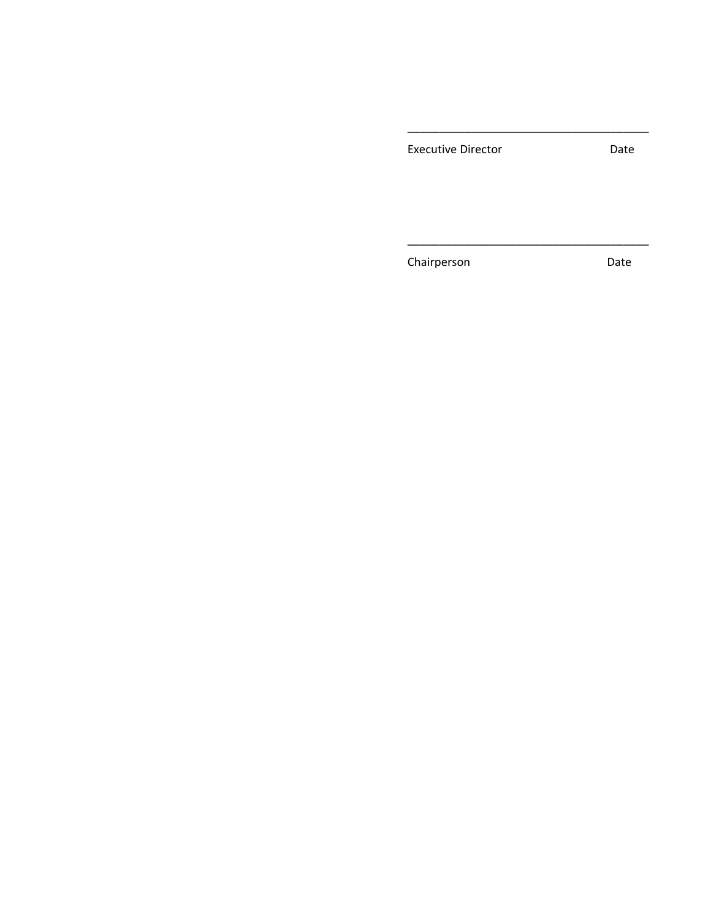\_\_\_\_\_\_\_\_\_\_\_\_\_\_\_\_\_\_\_\_\_\_\_\_\_\_\_\_\_\_\_\_\_\_\_\_\_\_\_\_

Executive Director Date

\_\_\_\_\_\_\_\_\_\_\_\_\_\_\_\_\_\_\_\_\_\_\_\_\_\_\_\_\_\_\_\_\_\_\_\_\_\_\_\_

Chairperson Date